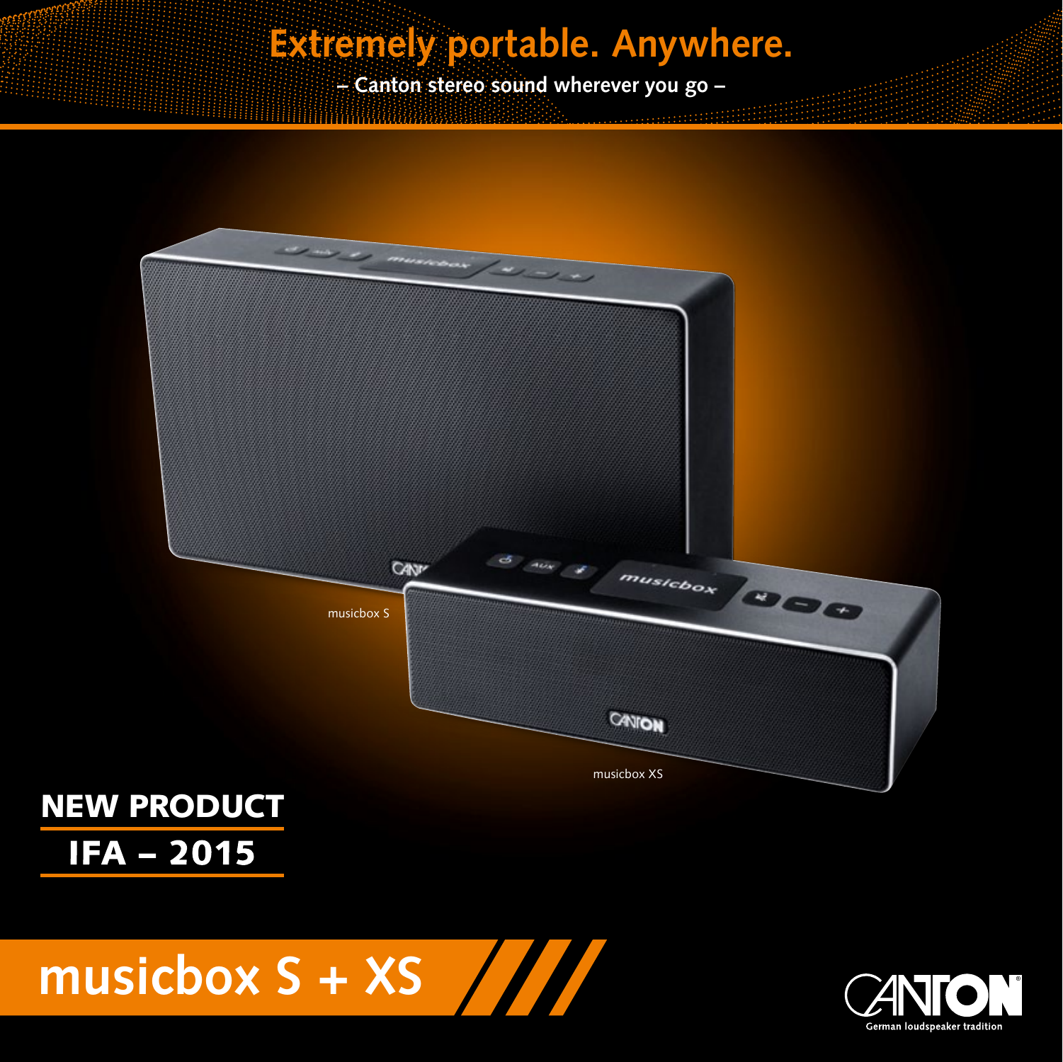# Extremely portable. Anywhere.

– Canton stereo sound wherever you go –

musicbox S

musicbox XS

**NEW PRODUCT**

**IFA – 2015**

## musicbox S + XS

CANTON

German loudspeaker tradition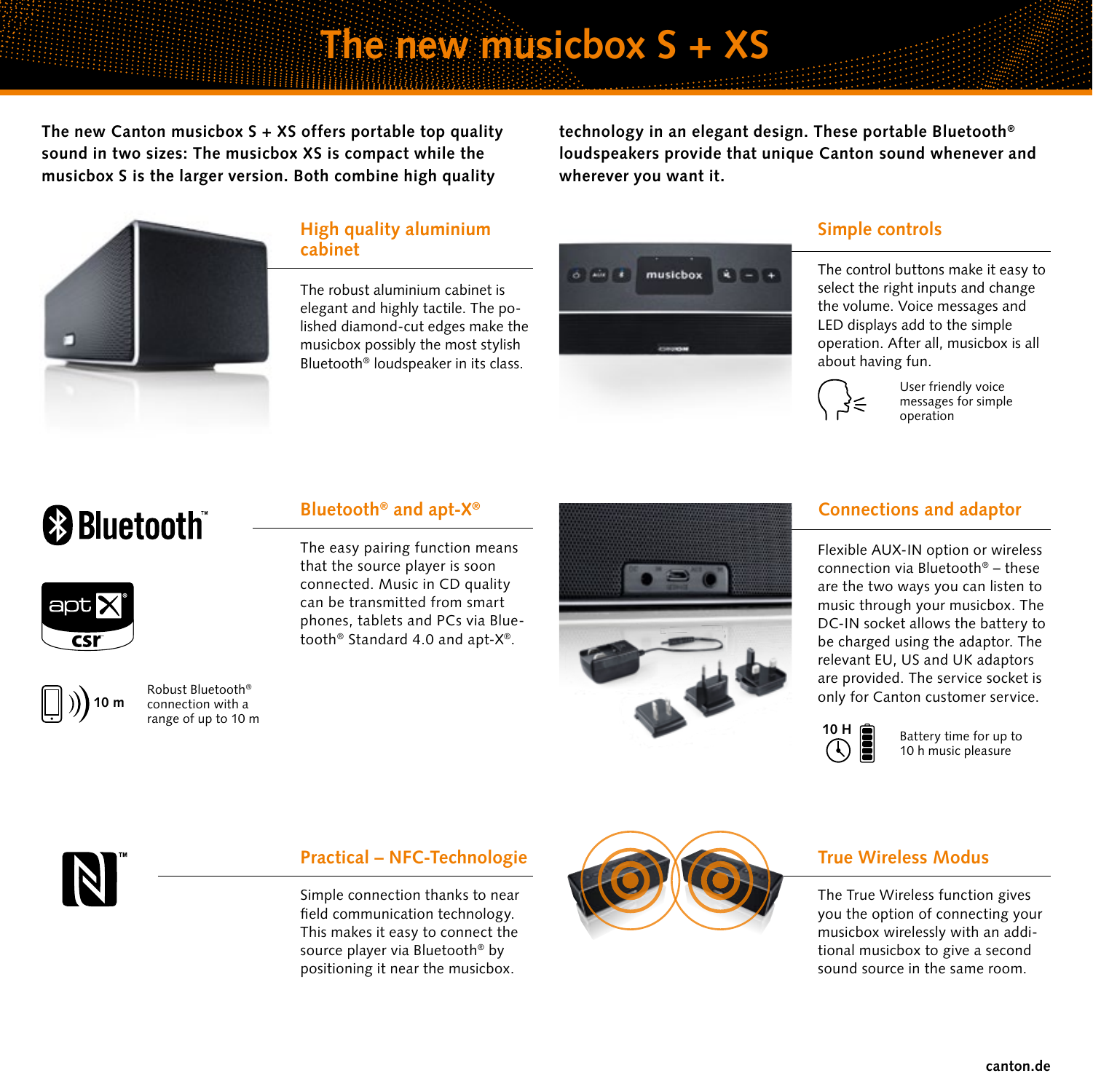# The new musicbox S + XS

**The new Canton musicbox S + XS offers portable top quality sound in two sizes: The musicbox XS is compact while the musicbox S is the larger version. Both combine high quality technology in an elegant design. These portable Bluetooth® loudspeakers provide that unique Canton sound whenever and wherever you want it.**

## High quality aluminium cabinet

The robust aluminium cabinet is elegant and highly tactile. The polished diamond-cut edges make the musicbox possibly the most stylish Bluetooth® loudspeaker in its class.

## Simple controls

The control buttons make it easy to select the right inputs and change the volume. Voice messages and LED displays add to the simple operation. After all, musicbox is all about having fun.

User friendly voice messages for simple operation

## Bluetooth® and apt-X®

The easy pairing function means that the source player is soon connected. Music in CD quality can be transmitted from smart phones, tablets and PCs via Bluetooth® Standard 4.0 and apt-X®.

10 m

Robust Bluetooth® connection with a range of up to 10 m

## Connections and adaptor

Flexible AUX-IN option or wireless connection via Bluetooth® – these are the two ways you can listen to music through your musicbox. The DC-IN socket allows the battery to be charged using the adaptor. The relevant EU, US and UK adaptors are provided. The service socket is only for Canton customer service.

10 H

Battery time for up to 10 h music pleasure

## Practical – NFC-Technologie

Simple connection thanks to near field communication technology. This makes it easy to connect the source player via Bluetooth® by positioning it near the musicbox.

## True Wireless Modus

The True Wireless function gives you the option of connecting your musicbox wirelessly with an additional musicbox to give a second sound source in the same room.

**canton.de**